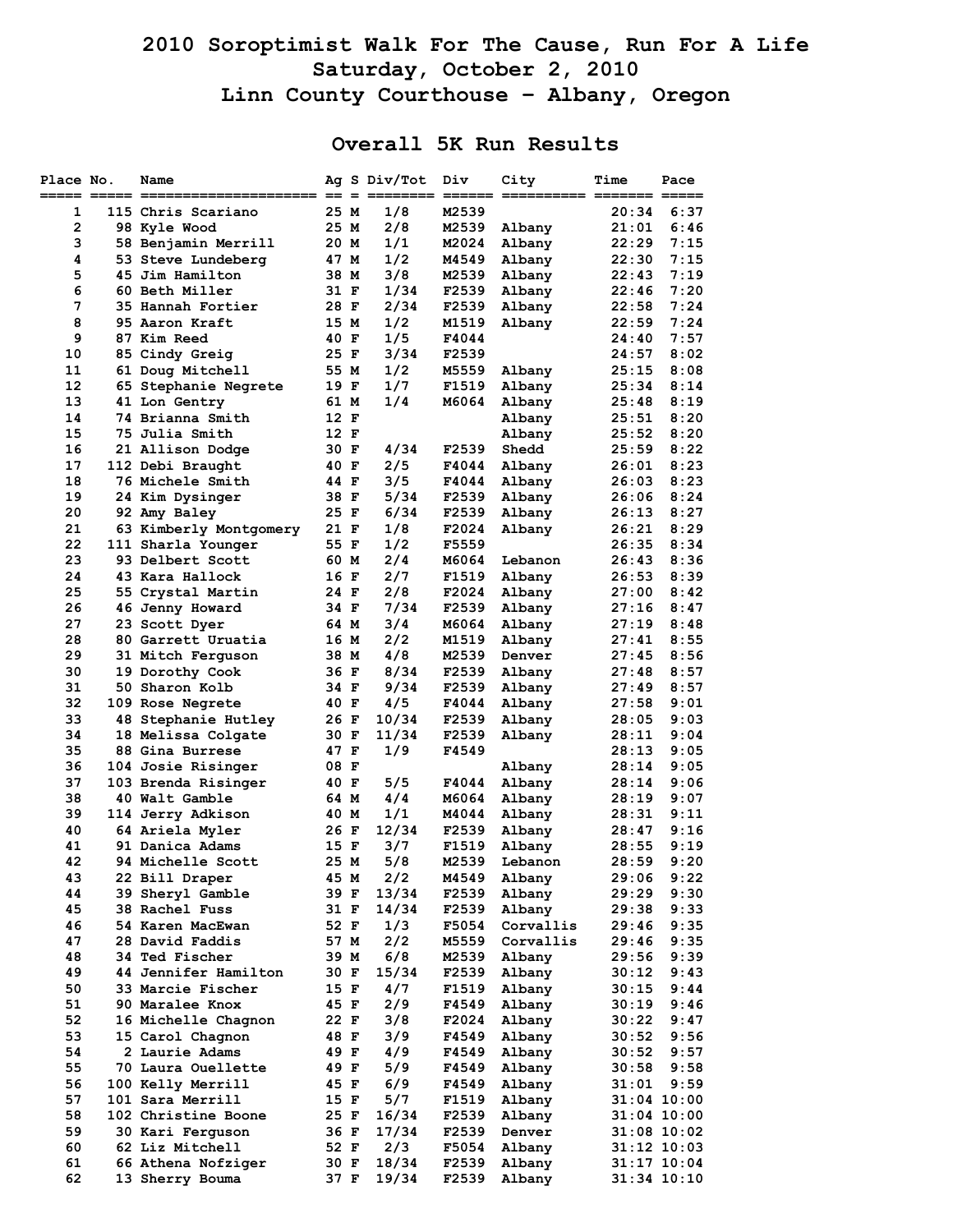# 2010 Soroptimist Walk For The Cause, Run For A Life
## Saturday, October 2, 2010
## Linn County Courthouse - Albany, Oregon

## Overall 5K Run Results

| Place | No. | Name | Ag | S | Div/Tot | Div | City | Time | Pace |
|---|---|---|---|---|---|---|---|---|---|
| 1 | 115 | Chris Scariano | 25 | M | 1/8 | M2539 | | 20:34 | 6:37 |
| 2 | 98 | Kyle Wood | 25 | M | 2/8 | M2539 | Albany | 21:01 | 6:46 |
| 3 | 58 | Benjamin Merrill | 20 | M | 1/1 | M2024 | Albany | 22:29 | 7:15 |
| 4 | 53 | Steve Lundeberg | 47 | M | 1/2 | M4549 | Albany | 22:30 | 7:15 |
| 5 | 45 | Jim Hamilton | 38 | M | 3/8 | M2539 | Albany | 22:43 | 7:19 |
| 6 | 60 | Beth Miller | 31 | F | 1/34 | F2539 | Albany | 22:46 | 7:20 |
| 7 | 35 | Hannah Fortier | 28 | F | 2/34 | F2539 | Albany | 22:58 | 7:24 |
| 8 | 95 | Aaron Kraft | 15 | M | 1/2 | M1519 | Albany | 22:59 | 7:24 |
| 9 | 87 | Kim Reed | 40 | F | 1/5 | F4044 | | 24:40 | 7:57 |
| 10 | 85 | Cindy Greig | 25 | F | 3/34 | F2539 | | 24:57 | 8:02 |
| 11 | 61 | Doug Mitchell | 55 | M | 1/2 | M5559 | Albany | 25:15 | 8:08 |
| 12 | 65 | Stephanie Negrete | 19 | F | 1/7 | F1519 | Albany | 25:34 | 8:14 |
| 13 | 41 | Lon Gentry | 61 | M | 1/4 | M6064 | Albany | 25:48 | 8:19 |
| 14 | 74 | Brianna Smith | 12 | F | | | Albany | 25:51 | 8:20 |
| 15 | 75 | Julia Smith | 12 | F | | | Albany | 25:52 | 8:20 |
| 16 | 21 | Allison Dodge | 30 | F | 4/34 | F2539 | Shedd | 25:59 | 8:22 |
| 17 | 112 | Debi Braught | 40 | F | 2/5 | F4044 | Albany | 26:01 | 8:23 |
| 18 | 76 | Michele Smith | 44 | F | 3/5 | F4044 | Albany | 26:03 | 8:23 |
| 19 | 24 | Kim Dysinger | 38 | F | 5/34 | F2539 | Albany | 26:06 | 8:24 |
| 20 | 92 | Amy Baley | 25 | F | 6/34 | F2539 | Albany | 26:13 | 8:27 |
| 21 | 63 | Kimberly Montgomery | 21 | F | 1/8 | F2024 | Albany | 26:21 | 8:29 |
| 22 | 111 | Sharla Younger | 55 | F | 1/2 | F5559 | | 26:35 | 8:34 |
| 23 | 93 | Delbert Scott | 60 | M | 2/4 | M6064 | Lebanon | 26:43 | 8:36 |
| 24 | 43 | Kara Hallock | 16 | F | 2/7 | F1519 | Albany | 26:53 | 8:39 |
| 25 | 55 | Crystal Martin | 24 | F | 2/8 | F2024 | Albany | 27:00 | 8:42 |
| 26 | 46 | Jenny Howard | 34 | F | 7/34 | F2539 | Albany | 27:16 | 8:47 |
| 27 | 23 | Scott Dyer | 64 | M | 3/4 | M6064 | Albany | 27:19 | 8:48 |
| 28 | 80 | Garrett Uruatia | 16 | M | 2/2 | M1519 | Albany | 27:41 | 8:55 |
| 29 | 31 | Mitch Ferguson | 38 | M | 4/8 | M2539 | Denver | 27:45 | 8:56 |
| 30 | 19 | Dorothy Cook | 36 | F | 8/34 | F2539 | Albany | 27:48 | 8:57 |
| 31 | 50 | Sharon Kolb | 34 | F | 9/34 | F2539 | Albany | 27:49 | 8:57 |
| 32 | 109 | Rose Negrete | 40 | F | 4/5 | F4044 | Albany | 27:58 | 9:01 |
| 33 | 48 | Stephanie Hutley | 26 | F | 10/34 | F2539 | Albany | 28:05 | 9:03 |
| 34 | 18 | Melissa Colgate | 30 | F | 11/34 | F2539 | Albany | 28:11 | 9:04 |
| 35 | 88 | Gina Burrese | 47 | F | 1/9 | F4549 | | 28:13 | 9:05 |
| 36 | 104 | Josie Risinger | 08 | F | | | Albany | 28:14 | 9:05 |
| 37 | 103 | Brenda Risinger | 40 | F | 5/5 | F4044 | Albany | 28:14 | 9:06 |
| 38 | 40 | Walt Gamble | 64 | M | 4/4 | M6064 | Albany | 28:19 | 9:07 |
| 39 | 114 | Jerry Adkison | 40 | M | 1/1 | M4044 | Albany | 28:31 | 9:11 |
| 40 | 64 | Ariela Myler | 26 | F | 12/34 | F2539 | Albany | 28:47 | 9:16 |
| 41 | 91 | Danica Adams | 15 | F | 3/7 | F1519 | Albany | 28:55 | 9:19 |
| 42 | 94 | Michelle Scott | 25 | M | 5/8 | M2539 | Lebanon | 28:59 | 9:20 |
| 43 | 22 | Bill Draper | 45 | M | 2/2 | M4549 | Albany | 29:06 | 9:22 |
| 44 | 39 | Sheryl Gamble | 39 | F | 13/34 | F2539 | Albany | 29:29 | 9:30 |
| 45 | 38 | Rachel Fuss | 31 | F | 14/34 | F2539 | Albany | 29:38 | 9:33 |
| 46 | 54 | Karen MacEwan | 52 | F | 1/3 | F5054 | Corvallis | 29:46 | 9:35 |
| 47 | 28 | David Faddis | 57 | M | 2/2 | M5559 | Corvallis | 29:46 | 9:35 |
| 48 | 34 | Ted Fischer | 39 | M | 6/8 | M2539 | Albany | 29:56 | 9:39 |
| 49 | 44 | Jennifer Hamilton | 30 | F | 15/34 | F2539 | Albany | 30:12 | 9:43 |
| 50 | 33 | Marcie Fischer | 15 | F | 4/7 | F1519 | Albany | 30:15 | 9:44 |
| 51 | 90 | Maralee Knox | 45 | F | 2/9 | F4549 | Albany | 30:19 | 9:46 |
| 52 | 16 | Michelle Chagnon | 22 | F | 3/8 | F2024 | Albany | 30:22 | 9:47 |
| 53 | 15 | Carol Chagnon | 48 | F | 3/9 | F4549 | Albany | 30:52 | 9:56 |
| 54 | 2 | Laurie Adams | 49 | F | 4/9 | F4549 | Albany | 30:52 | 9:57 |
| 55 | 70 | Laura Ouellette | 49 | F | 5/9 | F4549 | Albany | 30:58 | 9:58 |
| 56 | 100 | Kelly Merrill | 45 | F | 6/9 | F4549 | Albany | 31:01 | 9:59 |
| 57 | 101 | Sara Merrill | 15 | F | 5/7 | F1519 | Albany | 31:04 | 10:00 |
| 58 | 102 | Christine Boone | 25 | F | 16/34 | F2539 | Albany | 31:04 | 10:00 |
| 59 | 30 | Kari Ferguson | 36 | F | 17/34 | F2539 | Denver | 31:08 | 10:02 |
| 60 | 62 | Liz Mitchell | 52 | F | 2/3 | F5054 | Albany | 31:12 | 10:03 |
| 61 | 66 | Athena Nofziger | 30 | F | 18/34 | F2539 | Albany | 31:17 | 10:04 |
| 62 | 13 | Sherry Bouma | 37 | F | 19/34 | F2539 | Albany | 31:34 | 10:10 |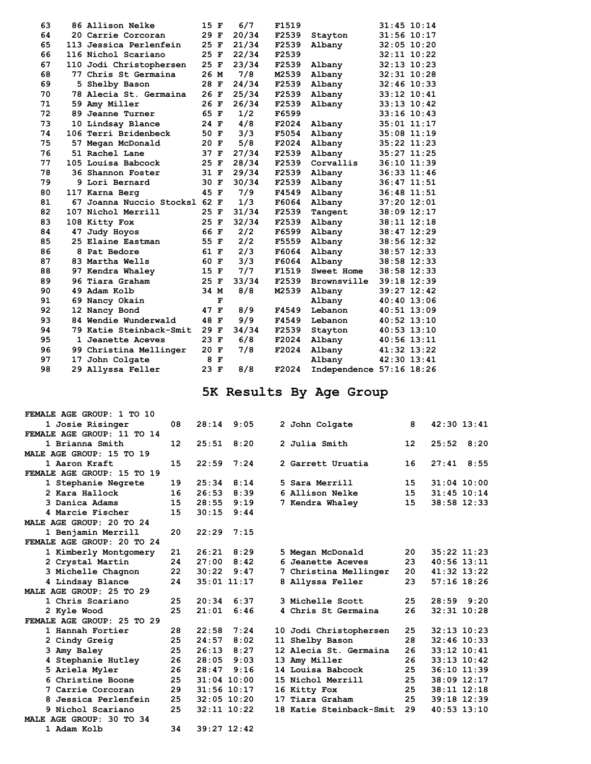| Place | Bib | Name | Age | Sex | Div Place | Division | City | Time | Pace |
|---|---|---|---|---|---|---|---|---|---|
| 63 | 86 | Allison Nelke | 15 | F | 6/7 | F1519 | | 31:45 | 10:14 |
| 64 | 20 | Carrie Corcoran | 29 | F | 20/34 | F2539 | Stayton | 31:56 | 10:17 |
| 65 | 113 | Jessica Perlenfein | 25 | F | 21/34 | F2539 | Albany | 32:05 | 10:20 |
| 66 | 116 | Nichol Scariano | 25 | F | 22/34 | F2539 | | 32:11 | 10:22 |
| 67 | 110 | Jodi Christophersen | 25 | F | 23/34 | F2539 | Albany | 32:13 | 10:23 |
| 68 | 77 | Chris St Germaina | 26 | M | 7/8 | M2539 | Albany | 32:31 | 10:28 |
| 69 | 5 | Shelby Bason | 28 | F | 24/34 | F2539 | Albany | 32:46 | 10:33 |
| 70 | 78 | Alecia St. Germaina | 26 | F | 25/34 | F2539 | Albany | 33:12 | 10:41 |
| 71 | 59 | Amy Miller | 26 | F | 26/34 | F2539 | Albany | 33:13 | 10:42 |
| 72 | 89 | Jeanne Turner | 65 | F | 1/2 | F6599 | | 33:16 | 10:43 |
| 73 | 10 | Lindsay Blance | 24 | F | 4/8 | F2024 | Albany | 35:01 | 11:17 |
| 74 | 106 | Terri Bridenbeck | 50 | F | 3/3 | F5054 | Albany | 35:08 | 11:19 |
| 75 | 57 | Megan McDonald | 20 | F | 5/8 | F2024 | Albany | 35:22 | 11:23 |
| 76 | 51 | Rachel Lane | 37 | F | 27/34 | F2539 | Albany | 35:27 | 11:25 |
| 77 | 105 | Louisa Babcock | 25 | F | 28/34 | F2539 | Corvallis | 36:10 | 11:39 |
| 78 | 36 | Shannon Foster | 31 | F | 29/34 | F2539 | Albany | 36:33 | 11:46 |
| 79 | 9 | Lori Bernard | 30 | F | 30/34 | F2539 | Albany | 36:47 | 11:51 |
| 80 | 117 | Karna Berg | 45 | F | 7/9 | F4549 | Albany | 36:48 | 11:51 |
| 81 | 67 | Joanna Nuccio Stocksl | 62 | F | 1/3 | F6064 | Albany | 37:20 | 12:01 |
| 82 | 107 | Nichol Merrill | 25 | F | 31/34 | F2539 | Tangent | 38:09 | 12:17 |
| 83 | 108 | Kitty Fox | 25 | F | 32/34 | F2539 | Albany | 38:11 | 12:18 |
| 84 | 47 | Judy Hoyos | 66 | F | 2/2 | F6599 | Albany | 38:47 | 12:29 |
| 85 | 25 | Elaine Eastman | 55 | F | 2/2 | F5559 | Albany | 38:56 | 12:32 |
| 86 | 8 | Pat Bedore | 61 | F | 2/3 | F6064 | Albany | 38:57 | 12:33 |
| 87 | 83 | Martha Wells | 60 | F | 3/3 | F6064 | Albany | 38:58 | 12:33 |
| 88 | 97 | Kendra Whaley | 15 | F | 7/7 | F1519 | Sweet Home | 38:58 | 12:33 |
| 89 | 96 | Tiara Graham | 25 | F | 33/34 | F2539 | Brownsville | 39:18 | 12:39 |
| 90 | 49 | Adam Kolb | 34 | M | 8/8 | M2539 | Albany | 39:27 | 12:42 |
| 91 | 69 | Nancy Okain | | F | | | Albany | 40:40 | 13:06 |
| 92 | 12 | Nancy Bond | 47 | F | 8/9 | F4549 | Lebanon | 40:51 | 13:09 |
| 93 | 84 | Wendie Wunderwald | 48 | F | 9/9 | F4549 | Lebanon | 40:52 | 13:10 |
| 94 | 79 | Katie Steinback-Smit | 29 | F | 34/34 | F2539 | Stayton | 40:53 | 13:10 |
| 95 | 1 | Jeanette Aceves | 23 | F | 6/8 | F2024 | Albany | 40:56 | 13:11 |
| 96 | 99 | Christina Mellinger | 20 | F | 7/8 | F2024 | Albany | 41:32 | 13:22 |
| 97 | 17 | John Colgate | 8 | F | | | Albany | 42:30 | 13:41 |
| 98 | 29 | Allyssa Feller | 23 | F | 8/8 | F2024 | Independence | 57:16 | 18:26 |

# 5K Results By Age Group

**FEMALE AGE GROUP: 1 TO 10**

| Place | Name | Age | Time | Pace | Place | Name | Age | Time | Pace |
|---|---|---|---|---|---|---|---|---|---|
| 1 | Josie Risinger | 08 | 28:14 | 9:05 | 2 | John Colgate | 8 | 42:30 | 13:41 |

**FEMALE AGE GROUP: 11 TO 14**

| Place | Name | Age | Time | Pace | Place | Name | Age | Time | Pace |
|---|---|---|---|---|---|---|---|---|---|
| 1 | Brianna Smith | 12 | 25:51 | 8:20 | 2 | Julia Smith | 12 | 25:52 | 8:20 |

**MALE AGE GROUP: 15 TO 19**

| Place | Name | Age | Time | Pace | Place | Name | Age | Time | Pace |
|---|---|---|---|---|---|---|---|---|---|
| 1 | Aaron Kraft | 15 | 22:59 | 7:24 | 2 | Garrett Uruatia | 16 | 27:41 | 8:55 |

**FEMALE AGE GROUP: 15 TO 19**

| Place | Name | Age | Time | Pace | Place | Name | Age | Time | Pace |
|---|---|---|---|---|---|---|---|---|---|
| 1 | Stephanie Negrete | 19 | 25:34 | 8:14 | 5 | Sara Merrill | 15 | 31:04 | 10:00 |
| 2 | Kara Hallock | 16 | 26:53 | 8:39 | 6 | Allison Nelke | 15 | 31:45 | 10:14 |
| 3 | Danica Adams | 15 | 28:55 | 9:19 | 7 | Kendra Whaley | 15 | 38:58 | 12:33 |
| 4 | Marcie Fischer | 15 | 30:15 | 9:44 | | | | | |

**MALE AGE GROUP: 20 TO 24**

| Place | Name | Age | Time | Pace |
|---|---|---|---|---|
| 1 | Benjamin Merrill | 20 | 22:29 | 7:15 |

**FEMALE AGE GROUP: 20 TO 24**

| Place | Name | Age | Time | Pace | Place | Name | Age | Time | Pace |
|---|---|---|---|---|---|---|---|---|---|
| 1 | Kimberly Montgomery | 21 | 26:21 | 8:29 | 5 | Megan McDonald | 20 | 35:22 | 11:23 |
| 2 | Crystal Martin | 24 | 27:00 | 8:42 | 6 | Jeanette Aceves | 23 | 40:56 | 13:11 |
| 3 | Michelle Chagnon | 22 | 30:22 | 9:47 | 7 | Christina Mellinger | 20 | 41:32 | 13:22 |
| 4 | Lindsay Blance | 24 | 35:01 | 11:17 | 8 | Allyssa Feller | 23 | 57:16 | 18:26 |

**MALE AGE GROUP: 25 TO 29**

| Place | Name | Age | Time | Pace | Place | Name | Age | Time | Pace |
|---|---|---|---|---|---|---|---|---|---|
| 1 | Chris Scariano | 25 | 20:34 | 6:37 | 3 | Michelle Scott | 25 | 28:59 | 9:20 |
| 2 | Kyle Wood | 25 | 21:01 | 6:46 | 4 | Chris St Germaina | 26 | 32:31 | 10:28 |

**FEMALE AGE GROUP: 25 TO 29**

| Place | Name | Age | Time | Pace | Place | Name | Age | Time | Pace |
|---|---|---|---|---|---|---|---|---|---|
| 1 | Hannah Fortier | 28 | 22:58 | 7:24 | 10 | Jodi Christophersen | 25 | 32:13 | 10:23 |
| 2 | Cindy Greig | 25 | 24:57 | 8:02 | 11 | Shelby Bason | 28 | 32:46 | 10:33 |
| 3 | Amy Baley | 25 | 26:13 | 8:27 | 12 | Alecia St. Germaina | 26 | 33:12 | 10:41 |
| 4 | Stephanie Hutley | 26 | 28:05 | 9:03 | 13 | Amy Miller | 26 | 33:13 | 10:42 |
| 5 | Ariela Myler | 26 | 28:47 | 9:16 | 14 | Louisa Babcock | 25 | 36:10 | 11:39 |
| 6 | Christine Boone | 25 | 31:04 | 10:00 | 15 | Nichol Merrill | 25 | 38:09 | 12:17 |
| 7 | Carrie Corcoran | 29 | 31:56 | 10:17 | 16 | Kitty Fox | 25 | 38:11 | 12:18 |
| 8 | Jessica Perlenfein | 25 | 32:05 | 10:20 | 17 | Tiara Graham | 25 | 39:18 | 12:39 |
| 9 | Nichol Scariano | 25 | 32:11 | 10:22 | 18 | Katie Steinback-Smit | 29 | 40:53 | 13:10 |

**MALE AGE GROUP: 30 TO 34**

| Place | Name | Age | Time | Pace |
|---|---|---|---|---|
| 1 | Adam Kolb | 34 | 39:27 | 12:42 |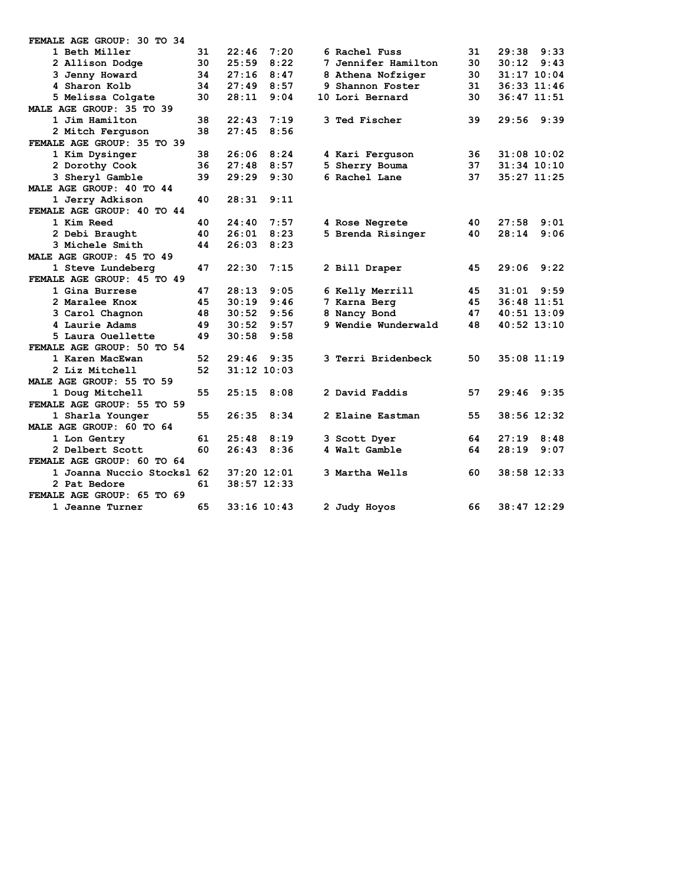**FEMALE AGE GROUP: 30 TO 34**

| | | | | | | | |
|---|---|---|---|---|---|---|---|
| 1 Beth Miller | 31 | 22:46 | 7:20 | 6 Rachel Fuss | 31 | 29:38 | 9:33 |
| 2 Allison Dodge | 30 | 25:59 | 8:22 | 7 Jennifer Hamilton | 30 | 30:12 | 9:43 |
| 3 Jenny Howard | 34 | 27:16 | 8:47 | 8 Athena Nofziger | 30 | 31:17 | 10:04 |
| 4 Sharon Kolb | 34 | 27:49 | 8:57 | 9 Shannon Foster | 31 | 36:33 | 11:46 |
| 5 Melissa Colgate | 30 | 28:11 | 9:04 | 10 Lori Bernard | 30 | 36:47 | 11:51 |

**MALE AGE GROUP: 35 TO 39**

| | | | | | | | |
|---|---|---|---|---|---|---|---|
| 1 Jim Hamilton | 38 | 22:43 | 7:19 | 3 Ted Fischer | 39 | 29:56 | 9:39 |
| 2 Mitch Ferguson | 38 | 27:45 | 8:56 | | | | |

**FEMALE AGE GROUP: 35 TO 39**

| | | | | | | | |
|---|---|---|---|---|---|---|---|
| 1 Kim Dysinger | 38 | 26:06 | 8:24 | 4 Kari Ferguson | 36 | 31:08 | 10:02 |
| 2 Dorothy Cook | 36 | 27:48 | 8:57 | 5 Sherry Bouma | 37 | 31:34 | 10:10 |
| 3 Sheryl Gamble | 39 | 29:29 | 9:30 | 6 Rachel Lane | 37 | 35:27 | 11:25 |

**MALE AGE GROUP: 40 TO 44**

| | | | | | | | |
|---|---|---|---|---|---|---|---|
| 1 Jerry Adkison | 40 | 28:31 | 9:11 | | | | |

**FEMALE AGE GROUP: 40 TO 44**

| | | | | | | | |
|---|---|---|---|---|---|---|---|
| 1 Kim Reed | 40 | 24:40 | 7:57 | 4 Rose Negrete | 40 | 27:58 | 9:01 |
| 2 Debi Braught | 40 | 26:01 | 8:23 | 5 Brenda Risinger | 40 | 28:14 | 9:06 |
| 3 Michele Smith | 44 | 26:03 | 8:23 | | | | |

**MALE AGE GROUP: 45 TO 49**

| | | | | | | | |
|---|---|---|---|---|---|---|---|
| 1 Steve Lundeberg | 47 | 22:30 | 7:15 | 2 Bill Draper | 45 | 29:06 | 9:22 |

**FEMALE AGE GROUP: 45 TO 49**

| | | | | | | | |
|---|---|---|---|---|---|---|---|
| 1 Gina Burrese | 47 | 28:13 | 9:05 | 6 Kelly Merrill | 45 | 31:01 | 9:59 |
| 2 Maralee Knox | 45 | 30:19 | 9:46 | 7 Karna Berg | 45 | 36:48 | 11:51 |
| 3 Carol Chagnon | 48 | 30:52 | 9:56 | 8 Nancy Bond | 47 | 40:51 | 13:09 |
| 4 Laurie Adams | 49 | 30:52 | 9:57 | 9 Wendie Wunderwald | 48 | 40:52 | 13:10 |
| 5 Laura Ouellette | 49 | 30:58 | 9:58 | | | | |

**FEMALE AGE GROUP: 50 TO 54**

| | | | | | | | |
|---|---|---|---|---|---|---|---|
| 1 Karen MacEwan | 52 | 29:46 | 9:35 | 3 Terri Bridenbeck | 50 | 35:08 | 11:19 |
| 2 Liz Mitchell | 52 | 31:12 | 10:03 | | | | |

**MALE AGE GROUP: 55 TO 59**

| | | | | | | | |
|---|---|---|---|---|---|---|---|
| 1 Doug Mitchell | 55 | 25:15 | 8:08 | 2 David Faddis | 57 | 29:46 | 9:35 |

**FEMALE AGE GROUP: 55 TO 59**

| | | | | | | | |
|---|---|---|---|---|---|---|---|
| 1 Sharla Younger | 55 | 26:35 | 8:34 | 2 Elaine Eastman | 55 | 38:56 | 12:32 |

**MALE AGE GROUP: 60 TO 64**

| | | | | | | | |
|---|---|---|---|---|---|---|---|
| 1 Lon Gentry | 61 | 25:48 | 8:19 | 3 Scott Dyer | 64 | 27:19 | 8:48 |
| 2 Delbert Scott | 60 | 26:43 | 8:36 | 4 Walt Gamble | 64 | 28:19 | 9:07 |

**FEMALE AGE GROUP: 60 TO 64**

| | | | | | | | |
|---|---|---|---|---|---|---|---|
| 1 Joanna Nuccio Stocksl | 62 | 37:20 | 12:01 | 3 Martha Wells | 60 | 38:58 | 12:33 |
| 2 Pat Bedore | 61 | 38:57 | 12:33 | | | | |

**FEMALE AGE GROUP: 65 TO 69**

| | | | | | | | |
|---|---|---|---|---|---|---|---|
| 1 Jeanne Turner | 65 | 33:16 | 10:43 | 2 Judy Hoyos | 66 | 38:47 | 12:29 |